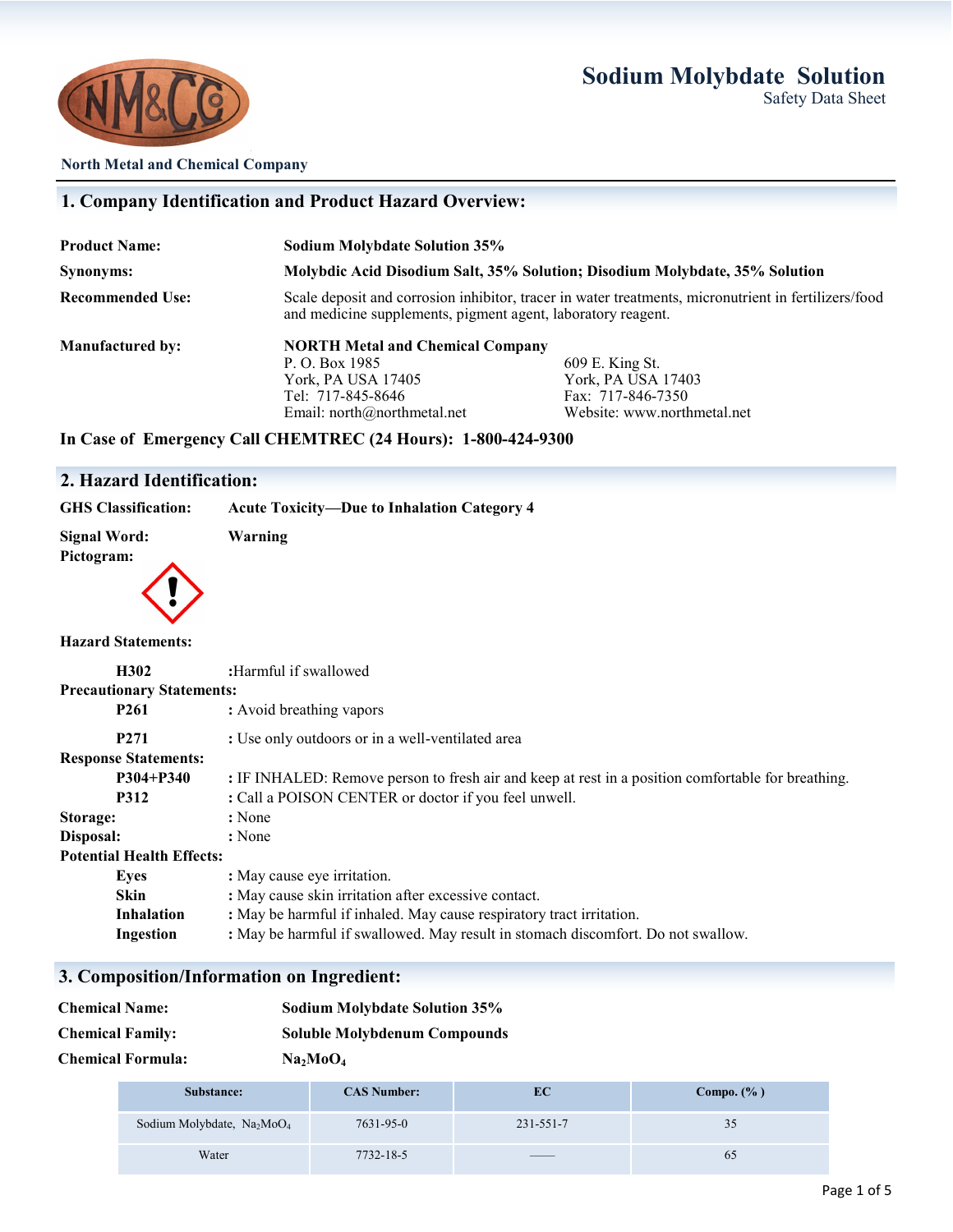# Sodium Molybdate Solution

Safety Data Sheet

North Metal and Chemical Company

## 1. Company Identification and Product Hazard Overview:

**Product Name:** **Sodium Molybdate Solution 35%**

**Synonyms:** **Molybdic Acid Disodium Salt, 35% Solution; Disodium Molybdate, 35% Solution**

**Recommended Use:** Scale deposit and corrosion inhibitor, tracer in water treatments, micronutrient in fertilizers/food and medicine supplements, pigment agent, laboratory reagent.

**Manufactured by:** **NORTH Metal and Chemical Company**

P. O. Box 1985
York, PA USA 17405
Tel: 717-845-8646
Email: north@northmetal.net

609 E. King St.
York, PA USA 17403
Fax: 717-846-7350
Website: www.northmetal.net

**In Case of Emergency Call CHEMTREC (24 Hours): 1-800-424-9300**

## 2. Hazard Identification:

**GHS Classification:** **Acute Toxicity—Due to Inhalation Category 4**

**Signal Word:** **Warning**

**Pictogram:**

**Hazard Statements:**

- **H302** :Harmful if swallowed

**Precautionary Statements:**

- **P261** : Avoid breathing vapors
- **P271** : Use only outdoors or in a well-ventilated area

**Response Statements:**

- **P304+P340** : IF INHALED: Remove person to fresh air and keep at rest in a position comfortable for breathing.
- **P312** : Call a POISON CENTER or doctor if you feel unwell.

**Storage:** : None

**Disposal:** : None

**Potential Health Effects:**

- **Eyes** : May cause eye irritation.
- **Skin** : May cause skin irritation after excessive contact.
- **Inhalation** : May be harmful if inhaled. May cause respiratory tract irritation.
- **Ingestion** : May be harmful if swallowed. May result in stomach discomfort. Do not swallow.

## 3. Composition/Information on Ingredient:

**Chemical Name:** **Sodium Molybdate Solution 35%**

**Chemical Family:** **Soluble Molybdenum Compounds**

**Chemical Formula:** **$Na_2MoO_4$**

| Substance: | CAS Number: | EC | Compo. (% ) |
|---|---|---|---|
| Sodium Molybdate, $Na_2MoO_4$ | 7631-95-0 | 231-551-7 | 35 |
| Water | 7732-18-5 | —— | 65 |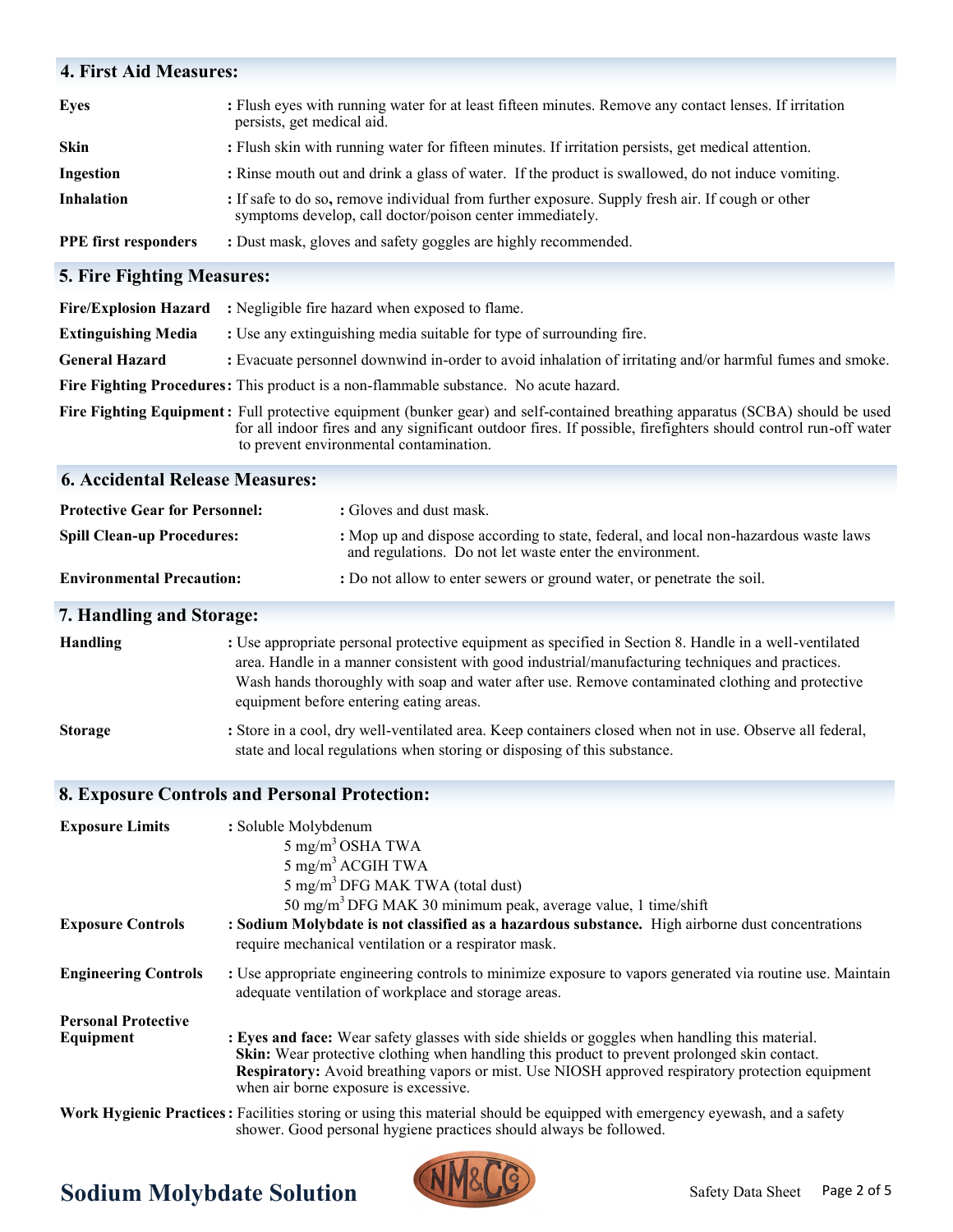## 4. First Aid Measures:

**Eyes** : Flush eyes with running water for at least fifteen minutes. Remove any contact lenses. If irritation persists, get medical aid.

**Skin** : Flush skin with running water for fifteen minutes. If irritation persists, get medical attention.

**Ingestion** : Rinse mouth out and drink a glass of water. If the product is swallowed, do not induce vomiting.

**Inhalation** : If safe to do so, remove individual from further exposure. Supply fresh air. If cough or other symptoms develop, call doctor/poison center immediately.

**PPE first responders** : Dust mask, gloves and safety goggles are highly recommended.

## 5. Fire Fighting Measures:

**Fire/Explosion Hazard** : Negligible fire hazard when exposed to flame.

**Extinguishing Media** : Use any extinguishing media suitable for type of surrounding fire.

**General Hazard** : Evacuate personnel downwind in-order to avoid inhalation of irritating and/or harmful fumes and smoke.

**Fire Fighting Procedures**: This product is a non-flammable substance. No acute hazard.

**Fire Fighting Equipment**: Full protective equipment (bunker gear) and self-contained breathing apparatus (SCBA) should be used for all indoor fires and any significant outdoor fires. If possible, firefighters should control run-off water to prevent environmental contamination.

## 6. Accidental Release Measures:

**Protective Gear for Personnel:** : Gloves and dust mask.

**Spill Clean-up Procedures:** : Mop up and dispose according to state, federal, and local non-hazardous waste laws and regulations. Do not let waste enter the environment.

**Environmental Precaution:** : Do not allow to enter sewers or ground water, or penetrate the soil.

## 7. Handling and Storage:

**Handling** : Use appropriate personal protective equipment as specified in Section 8. Handle in a well-ventilated area. Handle in a manner consistent with good industrial/manufacturing techniques and practices. Wash hands thoroughly with soap and water after use. Remove contaminated clothing and protective equipment before entering eating areas.

**Storage** : Store in a cool, dry well-ventilated area. Keep containers closed when not in use. Observe all federal, state and local regulations when storing or disposing of this substance.

## 8. Exposure Controls and Personal Protection:

**Exposure Limits** : Soluble Molybdenum

- 5 mg/$m^3$ OSHA TWA
- 5 mg/$m^3$ ACGIH TWA
- 5 mg/$m^3$ DFG MAK TWA (total dust)
- 50 mg/$m^3$ DFG MAK 30 minimum peak, average value, 1 time/shift

**Exposure Controls** : **Sodium Molybdate is not classified as a hazardous substance.** High airborne dust concentrations require mechanical ventilation or a respirator mask.

**Engineering Controls** : Use appropriate engineering controls to minimize exposure to vapors generated via routine use. Maintain adequate ventilation of workplace and storage areas.

**Personal Protective Equipment** : **Eyes and face:** Wear safety glasses with side shields or goggles when handling this material.
**Skin:** Wear protective clothing when handling this product to prevent prolonged skin contact.
**Respiratory:** Avoid breathing vapors or mist. Use NIOSH approved respiratory protection equipment when air borne exposure is excessive.

**Work Hygienic Practices**: Facilities storing or using this material should be equipped with emergency eyewash, and a safety shower. Good personal hygiene practices should always be followed.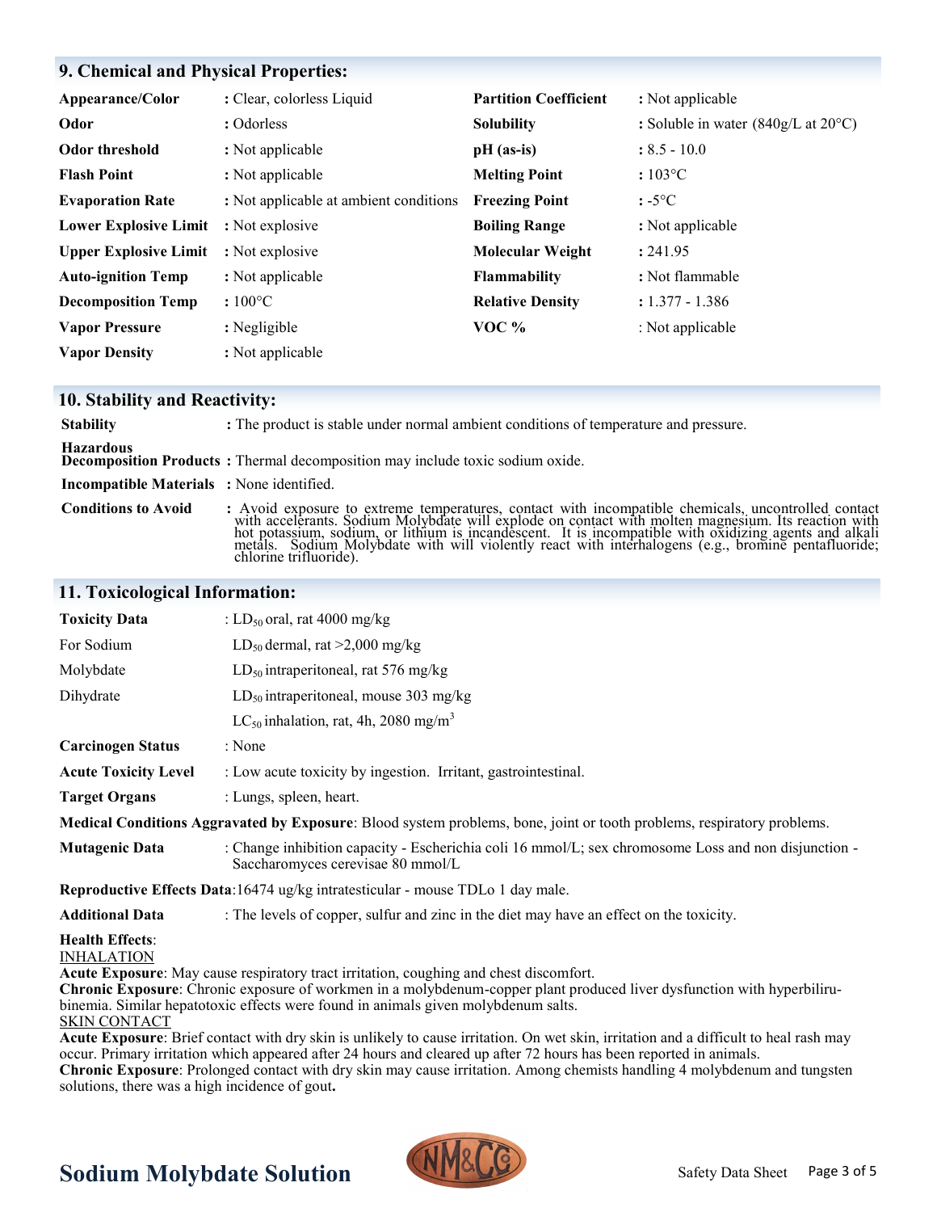## 9. Chemical and Physical Properties:

| | | | |
|---|---|---|---|
| **Appearance/Color** | : Clear, colorless Liquid | **Partition Coefficient** | : Not applicable |
| **Odor** | : Odorless | **Solubility** | : Soluble in water (840g/L at 20°C) |
| **Odor threshold** | : Not applicable | **pH (as-is)** | : 8.5 - 10.0 |
| **Flash Point** | : Not applicable | **Melting Point** | : 103°C |
| **Evaporation Rate** | : Not applicable at ambient conditions | **Freezing Point** | : -5°C |
| **Lower Explosive Limit** | : Not explosive | **Boiling Range** | : Not applicable |
| **Upper Explosive Limit** | : Not explosive | **Molecular Weight** | : 241.95 |
| **Auto-ignition Temp** | : Not applicable | **Flammability** | : Not flammable |
| **Decomposition Temp** | : 100°C | **Relative Density** | : 1.377 - 1.386 |
| **Vapor Pressure** | : Negligible | **VOC %** | : Not applicable |
| **Vapor Density** | : Not applicable | | |

## 10. Stability and Reactivity:

**Stability** : The product is stable under normal ambient conditions of temperature and pressure.

**Hazardous Decomposition Products** : Thermal decomposition may include toxic sodium oxide.

**Incompatible Materials** : None identified.

**Conditions to Avoid** : Avoid exposure to extreme temperatures, contact with incompatible chemicals, uncontrolled contact with accelerants. Sodium Molybdate will explode on contact with molten magnesium. Its reaction with hot potassium, sodium, or lithium is incandescent. It is incompatible with oxidizing agents and alkali metals. Sodium Molybdate with will violently react with interhalogens (e.g., bromine pentafluoride; chlorine trifluoride).

## 11. Toxicological Information:

**Toxicity Data** For Sodium Molybdate Dihydrate : $LD_{50}$ oral, rat 4000 mg/kg
$LD_{50}$ dermal, rat >2,000 mg/kg
$LD_{50}$ intraperitoneal, rat 576 mg/kg
$LD_{50}$ intraperitoneal, mouse 303 mg/kg
$LC_{50}$ inhalation, rat, 4h, 2080 mg/m$^3$

**Carcinogen Status** : None

**Acute Toxicity Level** : Low acute toxicity by ingestion. Irritant, gastrointestinal.

**Target Organs** : Lungs, spleen, heart.

**Medical Conditions Aggravated by Exposure**: Blood system problems, bone, joint or tooth problems, respiratory problems.

**Mutagenic Data** : Change inhibition capacity - Escherichia coli 16 mmol/L; sex chromosome Loss and non disjunction - Saccharomyces cerevisae 80 mmol/L

**Reproductive Effects Data**:16474 ug/kg intratesticular - mouse TDLo 1 day male.

**Additional Data** : The levels of copper, sulfur and zinc in the diet may have an effect on the toxicity.

**Health Effects**:

INHALATION

**Acute Exposure**: May cause respiratory tract irritation, coughing and chest discomfort.

**Chronic Exposure**: Chronic exposure of workmen in a molybdenum-copper plant produced liver dysfunction with hyperbilirubinemia. Similar hepatotoxic effects were found in animals given molybdenum salts.

SKIN CONTACT

**Acute Exposure**: Brief contact with dry skin is unlikely to cause irritation. On wet skin, irritation and a difficult to heal rash may occur. Primary irritation which appeared after 24 hours and cleared up after 72 hours has been reported in animals.

**Chronic Exposure**: Prolonged contact with dry skin may cause irritation. Among chemists handling 4 molybdenum and tungsten solutions, there was a high incidence of gout.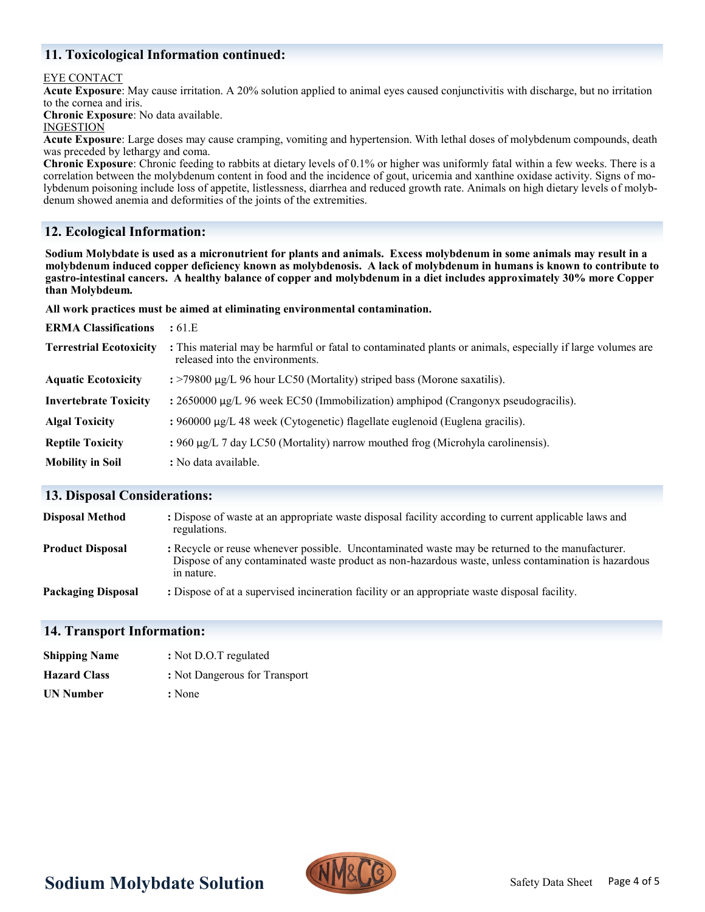## 11. Toxicological Information continued:

EYE CONTACT

**Acute Exposure**: May cause irritation. A 20% solution applied to animal eyes caused conjunctivitis with discharge, but no irritation to the cornea and iris.

**Chronic Exposure**: No data available.

INGESTION

**Acute Exposure**: Large doses may cause cramping, vomiting and hypertension. With lethal doses of molybdenum compounds, death was preceded by lethargy and coma.

**Chronic Exposure**: Chronic feeding to rabbits at dietary levels of 0.1% or higher was uniformly fatal within a few weeks. There is a correlation between the molybdenum content in food and the incidence of gout, uricemia and xanthine oxidase activity. Signs of molybdenum poisoning include loss of appetite, listlessness, diarrhea and reduced growth rate. Animals on high dietary levels of molybdenum showed anemia and deformities of the joints of the extremities.

## 12. Ecological Information:

**Sodium Molybdate is used as a micronutrient for plants and animals. Excess molybdenum in some animals may result in a molybdenum induced copper deficiency known as molybdenosis. A lack of molybdenum in humans is known to contribute to gastro-intestinal cancers. A healthy balance of copper and molybdenum in a diet includes approximately 30% more Copper than Molybdeum.**

**All work practices must be aimed at eliminating environmental contamination.**

| | |
|---|---|
| **ERMA Classifications** | : 61.E |
| **Terrestrial Ecotoxicity** | : This material may be harmful or fatal to contaminated plants or animals, especially if large volumes are released into the environments. |
| **Aquatic Ecotoxicity** | : >79800 µg/L 96 hour LC50 (Mortality) striped bass (Morone saxatilis). |
| **Invertebrate Toxicity** | : 2650000 µg/L 96 week EC50 (Immobilization) amphipod (Crangonyx pseudogracilis). |
| **Algal Toxicity** | : 960000 µg/L 48 week (Cytogenetic) flagellate euglenoid (Euglena gracilis). |
| **Reptile Toxicity** | : 960 µg/L 7 day LC50 (Mortality) narrow mouthed frog (Microhyla carolinensis). |
| **Mobility in Soil** | : No data available. |

## 13. Disposal Considerations:

| | |
|---|---|
| **Disposal Method** | : Dispose of waste at an appropriate waste disposal facility according to current applicable laws and regulations. |
| **Product Disposal** | : Recycle or reuse whenever possible. Uncontaminated waste may be returned to the manufacturer. Dispose of any contaminated waste product as non-hazardous waste, unless contamination is hazardous in nature. |
| **Packaging Disposal** | : Dispose of at a supervised incineration facility or an appropriate waste disposal facility. |

## 14. Transport Information:

| | |
|---|---|
| **Shipping Name** | : Not D.O.T regulated |
| **Hazard Class** | : Not Dangerous for Transport |
| **UN Number** | : None |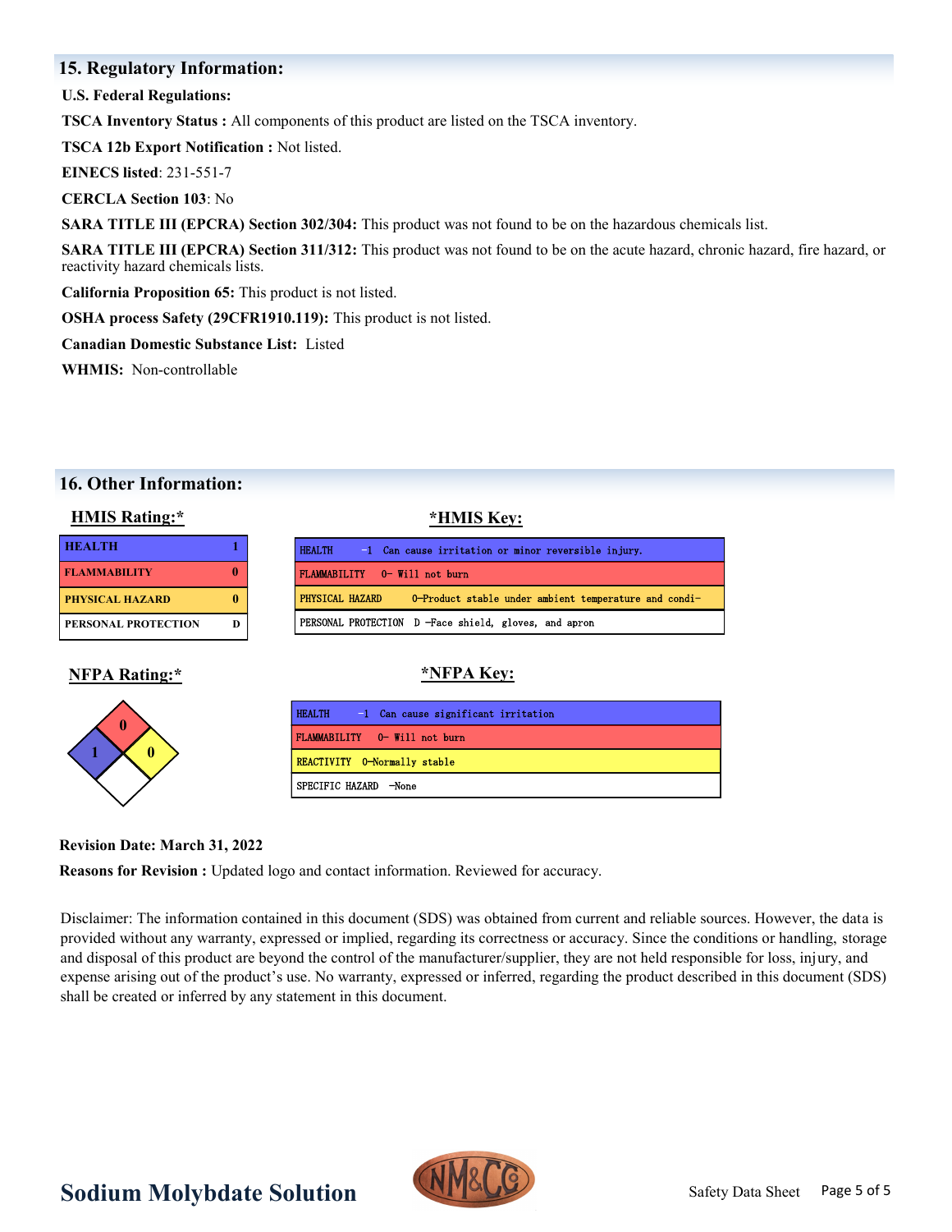## 15. Regulatory Information:

**U.S. Federal Regulations:**

**TSCA Inventory Status :** All components of this product are listed on the TSCA inventory.

**TSCA 12b Export Notification :** Not listed.

**EINECS listed**: 231-551-7

**CERCLA Section 103**: No

**SARA TITLE III (EPCRA) Section 302/304:** This product was not found to be on the hazardous chemicals list.

**SARA TITLE III (EPCRA) Section 311/312:** This product was not found to be on the acute hazard, chronic hazard, fire hazard, or reactivity hazard chemicals lists.

**California Proposition 65:** This product is not listed.

**OSHA process Safety (29CFR1910.119):** This product is not listed.

**Canadian Domestic Substance List:** Listed

**WHMIS:** Non-controllable

## 16. Other Information:

**HMIS Rating:***

| | |
|---|---|
| HEALTH | 1 |
| FLAMMABILITY | 0 |
| PHYSICAL HAZARD | 0 |
| PERSONAL PROTECTION | D |

***HMIS Key:**

| |
|---|
| HEALTH -1 Can cause irritation or minor reversible injury. |
| FLAMMABILITY 0- Will not burn |
| PHYSICAL HAZARD 0-Product stable under ambient temperature and condi- |
| PERSONAL PROTECTION D -Face shield, gloves, and apron |

**NFPA Rating:***

0
1
0

***NFPA Key:**

| |
|---|
| HEALTH -1 Can cause significant irritation |
| FLAMMABILITY 0- Will not burn |
| REACTIVITY 0-Normally stable |
| SPECIFIC HAZARD -None |

**Revision Date: March 31, 2022**

**Reasons for Revision :** Updated logo and contact information. Reviewed for accuracy.

Disclaimer: The information contained in this document (SDS) was obtained from current and reliable sources. However, the data is provided without any warranty, expressed or implied, regarding its correctness or accuracy. Since the conditions or handling, storage and disposal of this product are beyond the control of the manufacturer/supplier, they are not held responsible for loss, injury, and expense arising out of the product's use. No warranty, expressed or inferred, regarding the product described in this document (SDS) shall be created or inferred by any statement in this document.